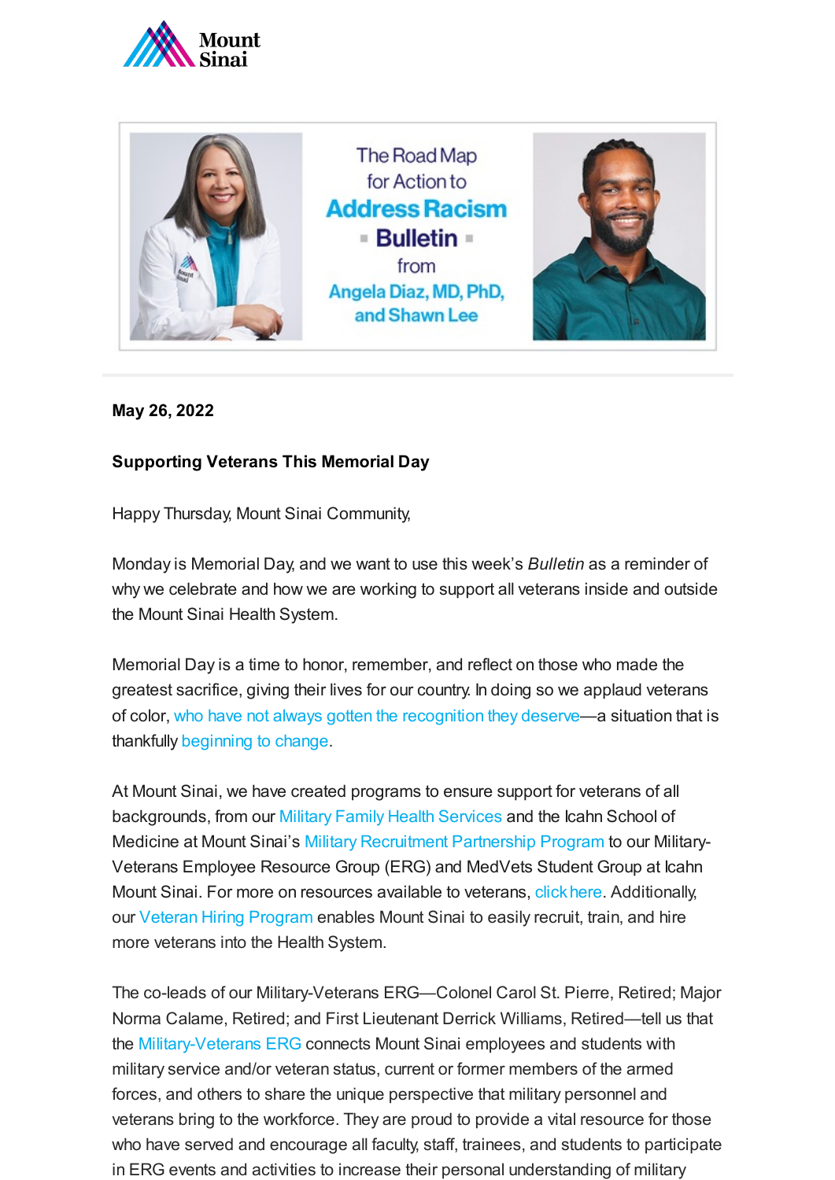The Road Map for Action to **Address Racism** **Bulletin** from Angela Diaz, MD, PhD, and Shawn Lee

**May 26, 2022**

**Supporting Veterans This Memorial Day**

Happy Thursday, Mount Sinai Community,

Monday is Memorial Day, and we want to use this week's *Bulletin* as a reminder of why we celebrate and how we are working to support all veterans inside and outside the Mount Sinai Health System.

Memorial Day is a time to honor, remember, and reflect on those who made the greatest sacrifice, giving their lives for our country. In doing so we applaud veterans of color, who have not always gotten the recognition they deserve—a situation that is thankfully beginning to change.

At Mount Sinai, we have created programs to ensure support for veterans of all backgrounds, from our Military Family Health Services and the Icahn School of Medicine at Mount Sinai's Military Recruitment Partnership Program to our Military-Veterans Employee Resource Group (ERG) and MedVets Student Group at Icahn Mount Sinai. For more on resources available to veterans, click here. Additionally, our Veteran Hiring Program enables Mount Sinai to easily recruit, train, and hire more veterans into the Health System.

The co-leads of our Military-Veterans ERG—Colonel Carol St. Pierre, Retired; Major Norma Calame, Retired; and First Lieutenant Derrick Williams, Retired—tell us that the Military-Veterans ERG connects Mount Sinai employees and students with military service and/or veteran status, current or former members of the armed forces, and others to share the unique perspective that military personnel and veterans bring to the workforce. They are proud to provide a vital resource for those who have served and encourage all faculty, staff, trainees, and students to participate in ERG events and activities to increase their personal understanding of military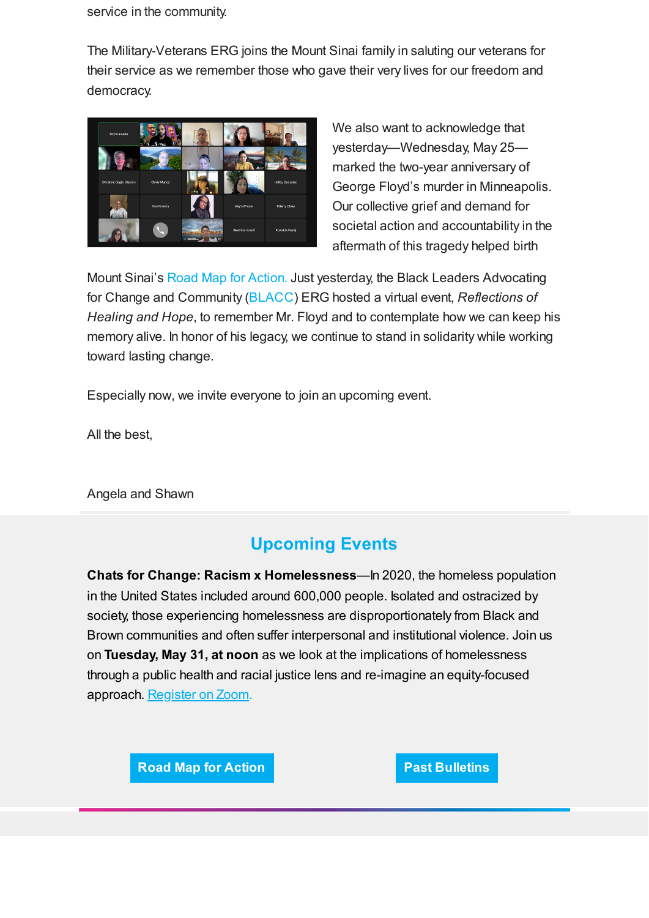service in the community.

The Military-Veterans ERG joins the Mount Sinai family in saluting our veterans for their service as we remember those who gave their very lives for our freedom and democracy.

We also want to acknowledge that yesterday—Wednesday, May 25—marked the two-year anniversary of George Floyd's murder in Minneapolis. Our collective grief and demand for societal action and accountability in the aftermath of this tragedy helped birth Mount Sinai's Road Map for Action. Just yesterday, the Black Leaders Advocating for Change and Community (BLACC) ERG hosted a virtual event, *Reflections of Healing and Hope*, to remember Mr. Floyd and to contemplate how we can keep his memory alive. In honor of his legacy, we continue to stand in solidarity while working toward lasting change.

Especially now, we invite everyone to join an upcoming event.

All the best,

Angela and Shawn

## Upcoming Events

**Chats for Change: Racism x Homelessness**—In 2020, the homeless population in the United States included around 600,000 people. Isolated and ostracized by society, those experiencing homelessness are disproportionately from Black and Brown communities and often suffer interpersonal and institutional violence. Join us on **Tuesday, May 31, at noon** as we look at the implications of homelessness through a public health and racial justice lens and re-imagine an equity-focused approach. Register on Zoom.

**Road Map for Action**

**Past Bulletins**